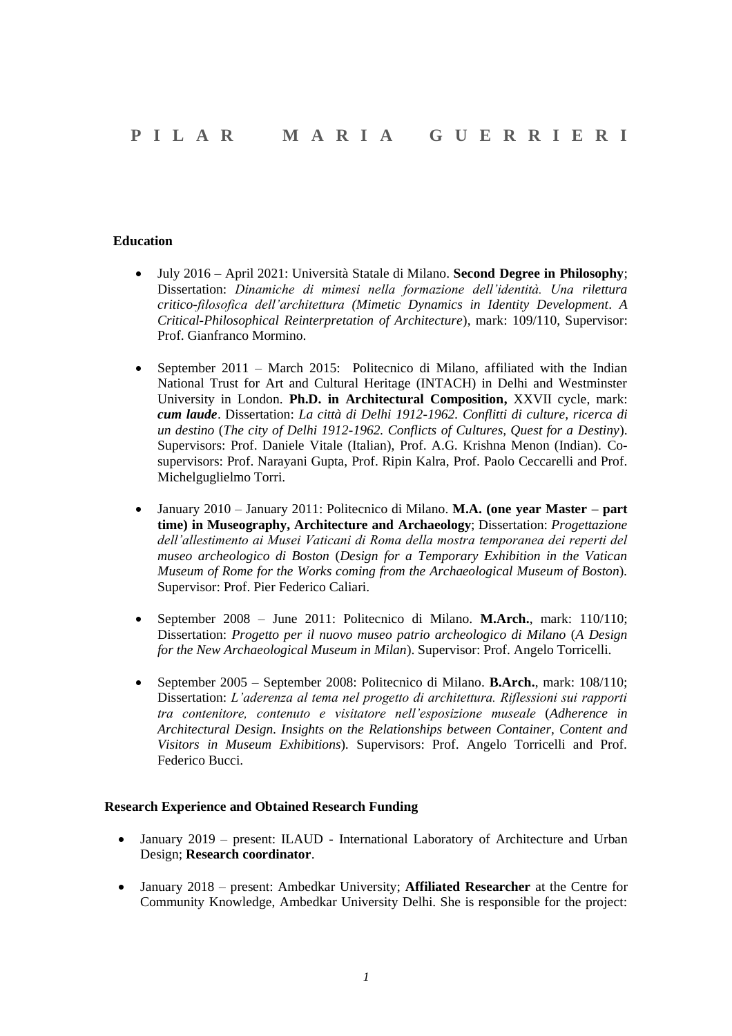# P I L A R   M A R I A   G U E R R I E R I

## Education

- July 2016 – April 2021: Università Statale di Milano. **Second Degree in Philosophy**; Dissertation: *Dinamiche di mimesi nella formazione dell'identità. Una rilettura critico-filosofica dell'architettura (Mimetic Dynamics in Identity Development*. *A Critical-Philosophical Reinterpretation of Architecture*), mark: 109/110, Supervisor: Prof. Gianfranco Mormino.

- September 2011 – March 2015: Politecnico di Milano, affiliated with the Indian National Trust for Art and Cultural Heritage (INTACH) in Delhi and Westminster University in London. **Ph.D. in Architectural Composition,** XXVII cycle, mark: ***cum laude***. Dissertation: *La città di Delhi 1912-1962. Conflitti di culture, ricerca di un destino* (*The city of Delhi 1912-1962. Conflicts of Cultures, Quest for a Destiny*). Supervisors: Prof. Daniele Vitale (Italian), Prof. A.G. Krishna Menon (Indian). Co-supervisors: Prof. Narayani Gupta, Prof. Ripin Kalra, Prof. Paolo Ceccarelli and Prof. Michelguglielmo Torri.

- January 2010 – January 2011: Politecnico di Milano. **M.A. (one year Master – part time) in Museography, Architecture and Archaeology**; Dissertation: *Progettazione dell'allestimento ai Musei Vaticani di Roma della mostra temporanea dei reperti del museo archeologico di Boston* (*Design for a Temporary Exhibition in the Vatican Museum of Rome for the Works coming from the Archaeological Museum of Boston*). Supervisor: Prof. Pier Federico Caliari.

- September 2008 – June 2011: Politecnico di Milano. **M.Arch.**, mark: 110/110; Dissertation: *Progetto per il nuovo museo patrio archeologico di Milano* (*A Design for the New Archaeological Museum in Milan*). Supervisor: Prof. Angelo Torricelli.

- September 2005 – September 2008: Politecnico di Milano. **B.Arch.**, mark: 108/110; Dissertation: *L'aderenza al tema nel progetto di architettura. Riflessioni sui rapporti tra contenitore, contenuto e visitatore nell'esposizione museale* (*Adherence in Architectural Design. Insights on the Relationships between Container, Content and Visitors in Museum Exhibitions*). Supervisors: Prof. Angelo Torricelli and Prof. Federico Bucci.

## Research Experience and Obtained Research Funding

- January 2019 – present: ILAUD - International Laboratory of Architecture and Urban Design; **Research coordinator**.

- January 2018 – present: Ambedkar University; **Affiliated Researcher** at the Centre for Community Knowledge, Ambedkar University Delhi. She is responsible for the project: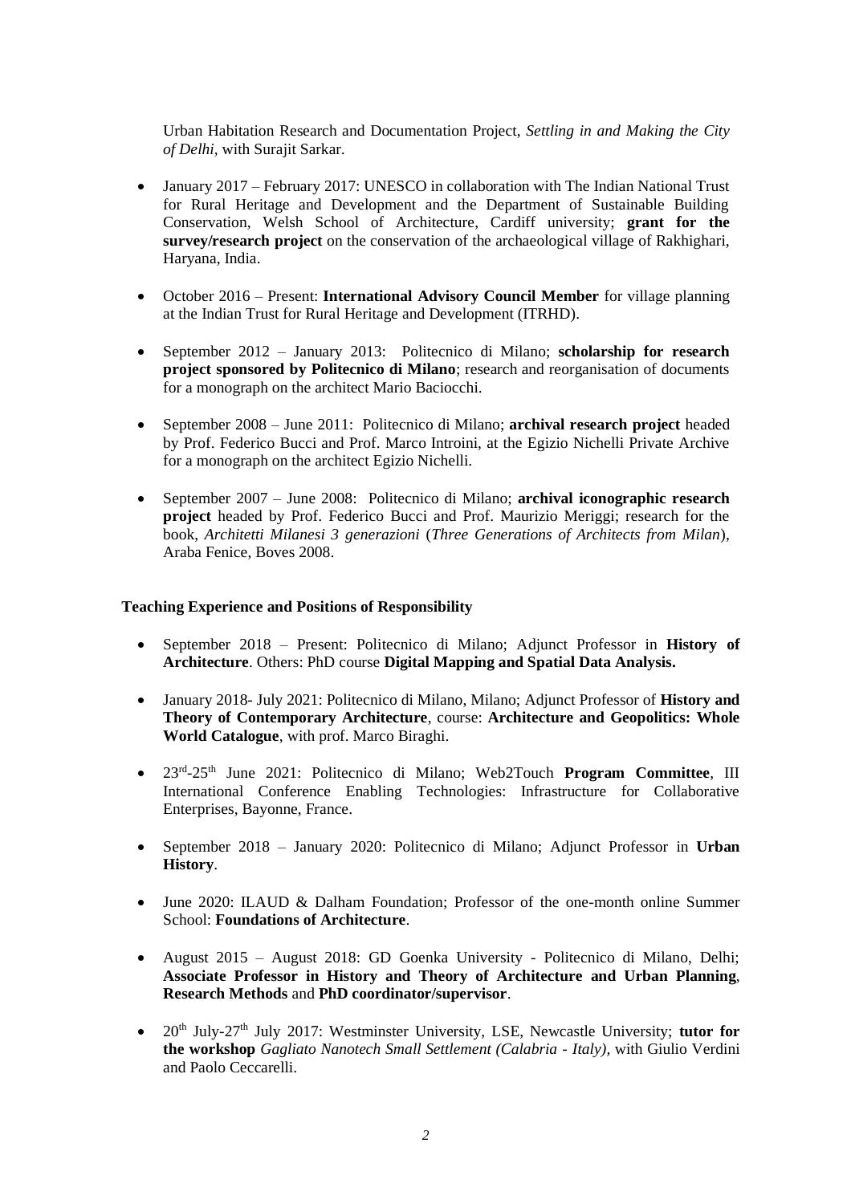Urban Habitation Research and Documentation Project, *Settling in and Making the City of Delhi*, with Surajit Sarkar.

- January 2017 – February 2017: UNESCO in collaboration with The Indian National Trust for Rural Heritage and Development and the Department of Sustainable Building Conservation, Welsh School of Architecture, Cardiff university; **grant for the survey/research project** on the conservation of the archaeological village of Rakhighari, Haryana, India.

- October 2016 – Present: **International Advisory Council Member** for village planning at the Indian Trust for Rural Heritage and Development (ITRHD).

- September 2012 – January 2013: Politecnico di Milano; **scholarship for research project sponsored by Politecnico di Milano**; research and reorganisation of documents for a monograph on the architect Mario Baciocchi.

- September 2008 – June 2011: Politecnico di Milano; **archival research project** headed by Prof. Federico Bucci and Prof. Marco Introini, at the Egizio Nichelli Private Archive for a monograph on the architect Egizio Nichelli.

- September 2007 – June 2008: Politecnico di Milano; **archival iconographic research project** headed by Prof. Federico Bucci and Prof. Maurizio Meriggi; research for the book, *Architetti Milanesi 3 generazioni* (*Three Generations of Architects from Milan*), Araba Fenice, Boves 2008.

**Teaching Experience and Positions of Responsibility**

- September 2018 – Present: Politecnico di Milano; Adjunct Professor in **History of Architecture**. Others: PhD course **Digital Mapping and Spatial Data Analysis.**

- January 2018- July 2021: Politecnico di Milano, Milano; Adjunct Professor of **History and Theory of Contemporary Architecture**, course: **Architecture and Geopolitics: Whole World Catalogue**, with prof. Marco Biraghi.

- 23rd-25th June 2021: Politecnico di Milano; Web2Touch **Program Committee**, III International Conference Enabling Technologies: Infrastructure for Collaborative Enterprises, Bayonne, France.

- September 2018 – January 2020: Politecnico di Milano; Adjunct Professor in **Urban History**.

- June 2020: ILAUD & Dalham Foundation; Professor of the one-month online Summer School: **Foundations of Architecture**.

- August 2015 – August 2018: GD Goenka University - Politecnico di Milano, Delhi; **Associate Professor in History and Theory of Architecture and Urban Planning**, **Research Methods** and **PhD coordinator/supervisor**.

- 20th July-27th July 2017: Westminster University, LSE, Newcastle University; **tutor for the workshop** *Gagliato Nanotech Small Settlement (Calabria - Italy)*, with Giulio Verdini and Paolo Ceccarelli.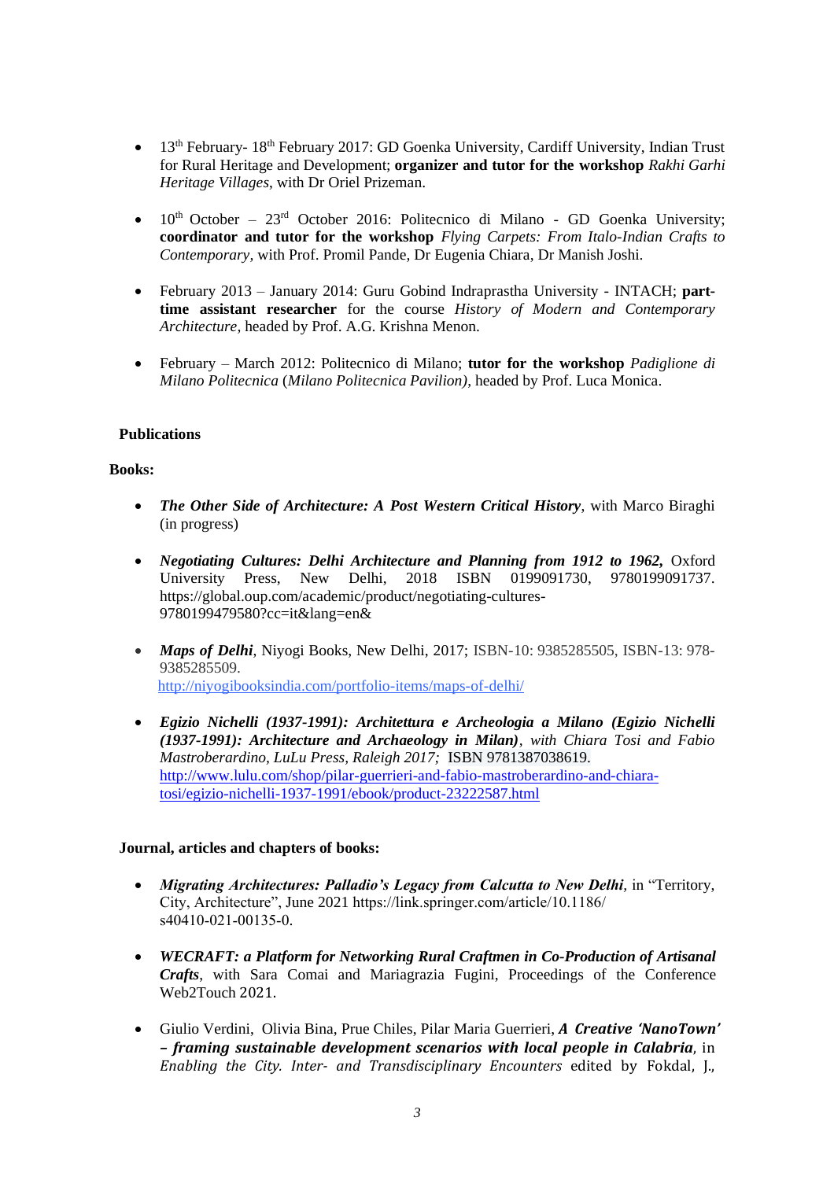- 13th February- 18th February 2017: GD Goenka University, Cardiff University, Indian Trust for Rural Heritage and Development; **organizer and tutor for the workshop** *Rakhi Garhi Heritage Villages*, with Dr Oriel Prizeman.

- 10th October – 23rd October 2016: Politecnico di Milano - GD Goenka University; **coordinator and tutor for the workshop** *Flying Carpets: From Italo-Indian Crafts to Contemporary,* with Prof. Promil Pande, Dr Eugenia Chiara, Dr Manish Joshi.

- February 2013 – January 2014: Guru Gobind Indraprastha University - INTACH; **part-time assistant researcher** for the course *History of Modern and Contemporary Architecture,* headed by Prof. A.G. Krishna Menon.

- February – March 2012: Politecnico di Milano; **tutor for the workshop** *Padiglione di Milano Politecnica* (*Milano Politecnica Pavilion)*, headed by Prof. Luca Monica.

## Publications

### Books:

- ***The Other Side of Architecture: A Post Western Critical History***, with Marco Biraghi (in progress)

- ***Negotiating Cultures: Delhi Architecture and Planning from 1912 to 1962,*** Oxford University Press, New Delhi, 2018 ISBN 0199091730, 9780199091737. https://global.oup.com/academic/product/negotiating-cultures-9780199479580?cc=it&lang=en&

- ***Maps of Delhi***, Niyogi Books, New Delhi, 2017; ISBN-10: 9385285505, ISBN-13: 978-9385285509.
  http://niyogibooksindia.com/portfolio-items/maps-of-delhi/

- ***Egizio Nichelli (1937-1991): Architettura e Archeologia a Milano (Egizio Nichelli (1937-1991): Architecture and Archaeology in Milan)****, with Chiara Tosi and Fabio Mastroberardino, LuLu Press, Raleigh 2017;* ISBN 9781387038619.
  http://www.lulu.com/shop/pilar-guerrieri-and-fabio-mastroberardino-and-chiara-tosi/egizio-nichelli-1937-1991/ebook/product-23222587.html

### Journal, articles and chapters of books:

- ***Migrating Architectures: Palladio's Legacy from Calcutta to New Delhi***, in "Territory, City, Architecture", June 2021 https://link.springer.com/article/10.1186/s40410-021-00135-0.

- ***WECRAFT: a Platform for Networking Rural Craftmen in Co-Production of Artisanal Crafts***, with Sara Comai and Mariagrazia Fugini, Proceedings of the Conference Web2Touch 2021.

- Giulio Verdini, Olivia Bina, Prue Chiles, Pilar Maria Guerrieri, ***A Creative 'NanoTown' – framing sustainable development scenarios with local people in Calabria***, in *Enabling the City. Inter- and Transdisciplinary Encounters* edited by Fokdal, J.,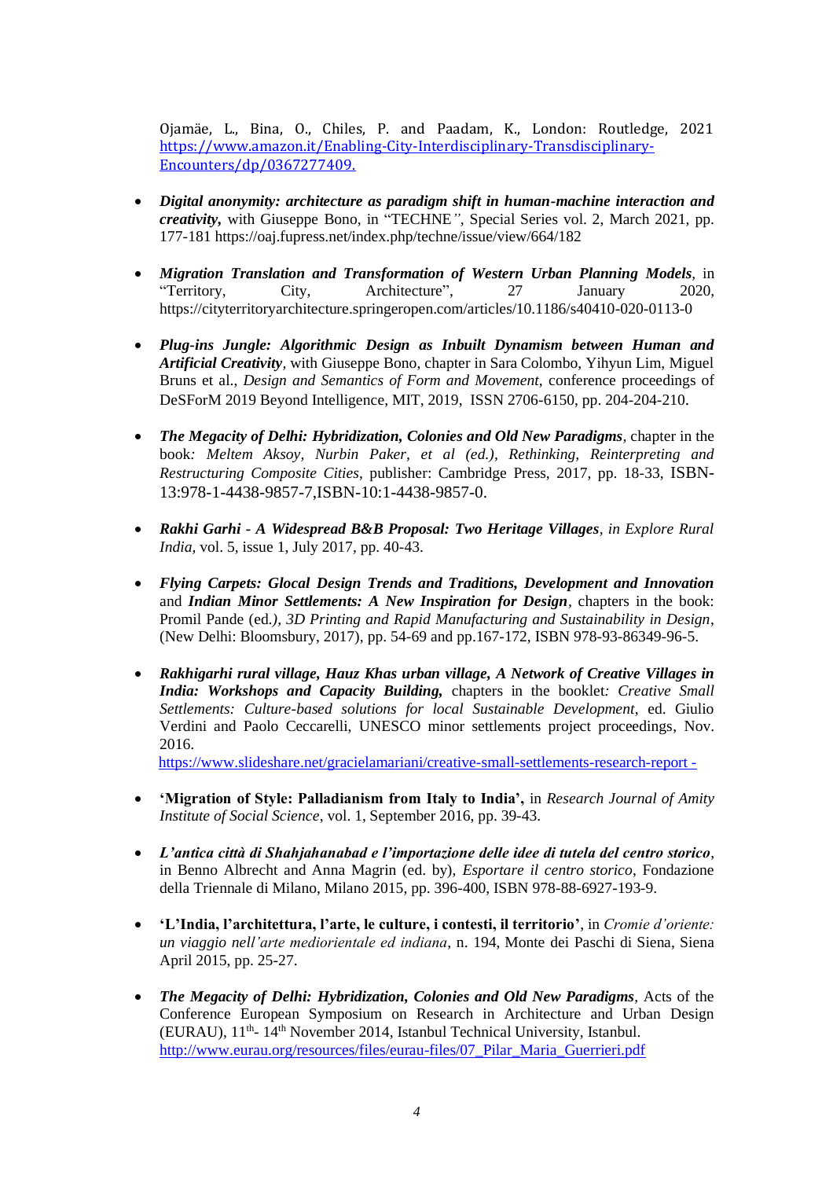Ojamäe, L., Bina, O., Chiles, P. and Paadam, K., London: Routledge, 2021 [https://www.amazon.it/Enabling-City-Interdisciplinary-Transdisciplinary-Encounters/dp/0367277409.](https://www.amazon.it/Enabling-City-Interdisciplinary-Transdisciplinary-Encounters/dp/0367277409.)

- ***Digital anonymity: architecture as paradigm shift in human-machine interaction and creativity,*** with Giuseppe Bono, in "TECHNE*"*, Special Series vol. 2, March 2021, pp. 177-181 https://oaj.fupress.net/index.php/techne/issue/view/664/182

- ***Migration Translation and Transformation of Western Urban Planning Models***, in "Territory, City, Architecture", 27 January 2020, https://cityterritoryarchitecture.springeropen.com/articles/10.1186/s40410-020-0113-0

- ***Plug-ins Jungle: Algorithmic Design as Inbuilt Dynamism between Human and Artificial Creativity***, with Giuseppe Bono, chapter in Sara Colombo, Yihyun Lim, Miguel Bruns et al., *Design and Semantics of Form and Movement*, conference proceedings of DeSForM 2019 Beyond Intelligence, MIT, 2019, ISSN 2706-6150, pp. 204-204-210.

- ***The Megacity of Delhi: Hybridization, Colonies and Old New Paradigms***, chapter in the book*: Meltem Aksoy, Nurbin Paker, et al (ed.), Rethinking, Reinterpreting and Restructuring Composite Cities*, publisher: Cambridge Press, 2017, pp. 18-33, ISBN-13:978-1-4438-9857-7,ISBN-10:1-4438-9857-0.

- ***Rakhi Garhi - A Widespread B&B Proposal: Two Heritage Villages****, in Explore Rural India*, vol. 5, issue 1, July 2017, pp. 40-43.

- ***Flying Carpets: Glocal Design Trends and Traditions, Development and Innovation*** and ***Indian Minor Settlements: A New Inspiration for Design***, chapters in the book: Promil Pande (ed.*), 3D Printing and Rapid Manufacturing and Sustainability in Design*, (New Delhi: Bloomsbury, 2017), pp. 54-69 and pp.167-172, ISBN 978-93-86349-96-5.

- ***Rakhigarhi rural village, Hauz Khas urban village, A Network of Creative Villages in India: Workshops and Capacity Building,*** chapters in the booklet*: Creative Small Settlements: Culture-based solutions for local Sustainable Development*, ed. Giulio Verdini and Paolo Ceccarelli, UNESCO minor settlements project proceedings, Nov. 2016.
  [https://www.slideshare.net/gracielamariani/creative-small-settlements-research-report -](https://www.slideshare.net/gracielamariani/creative-small-settlements-research-report)

- **'Migration of Style: Palladianism from Italy to India',** in *Research Journal of Amity Institute of Social Science*, vol. 1, September 2016, pp. 39-43.

- ***L'antica città di Shahjahanabad e l'importazione delle idee di tutela del centro storico***, in Benno Albrecht and Anna Magrin (ed. by), *Esportare il centro storico*, Fondazione della Triennale di Milano, Milano 2015, pp. 396-400, ISBN 978-88-6927-193-9.

- **'L'India, l'architettura, l'arte, le culture, i contesti, il territorio'**, in *Cromie d'oriente: un viaggio nell'arte mediorientale ed indiana*, n. 194, Monte dei Paschi di Siena, Siena April 2015, pp. 25-27.

- ***The Megacity of Delhi: Hybridization, Colonies and Old New Paradigms***, Acts of the Conference European Symposium on Research in Architecture and Urban Design (EURAU), 11th- 14th November 2014, Istanbul Technical University, Istanbul. [http://www.eurau.org/resources/files/eurau-files/07_Pilar_Maria_Guerrieri.pdf](http://www.eurau.org/resources/files/eurau-files/07_Pilar_Maria_Guerrieri.pdf)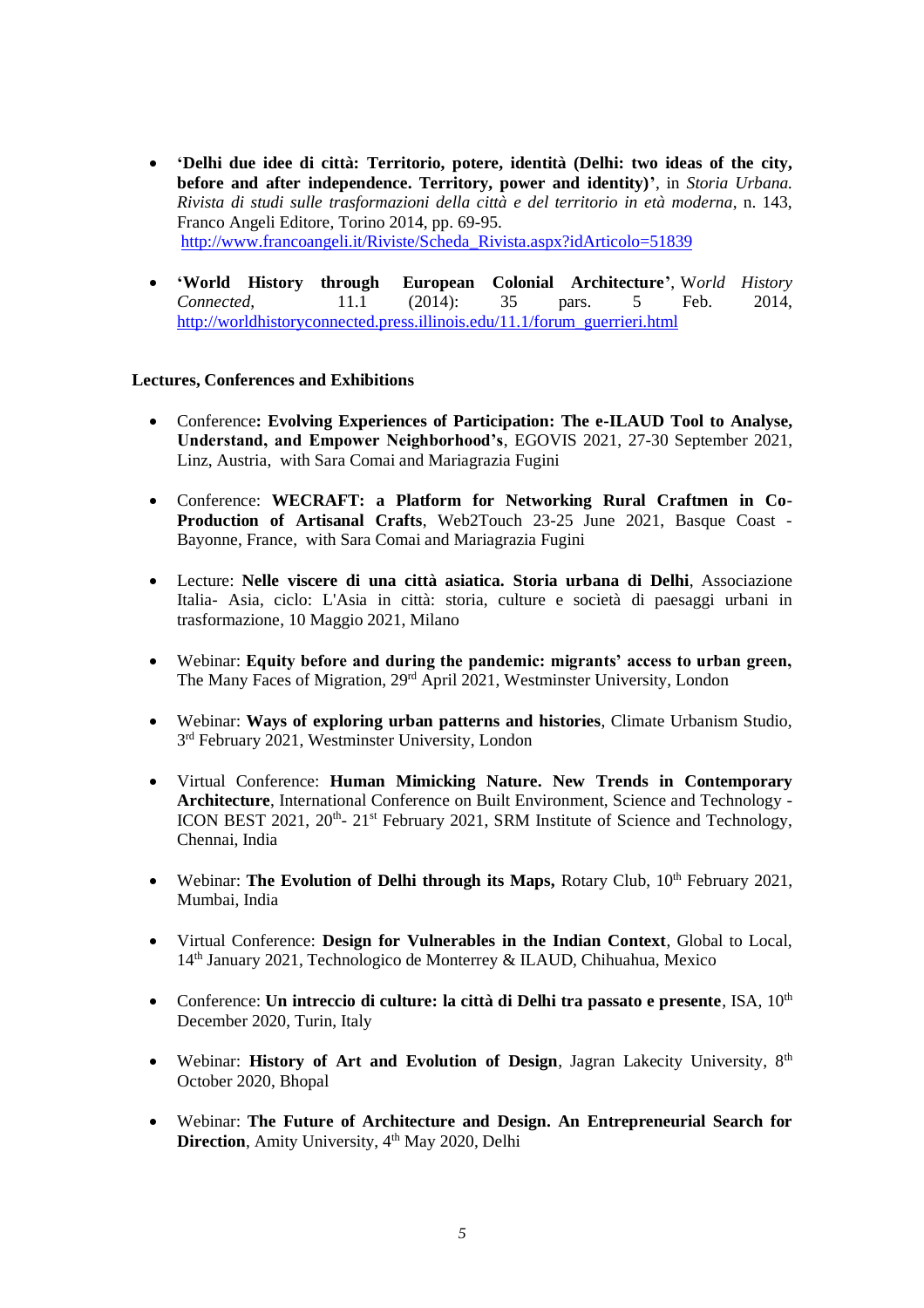- **'Delhi due idee di città: Territorio, potere, identità (Delhi: two ideas of the city, before and after independence. Territory, power and identity)'**, in *Storia Urbana. Rivista di studi sulle trasformazioni della città e del territorio in età moderna*, n. 143, Franco Angeli Editore, Torino 2014, pp. 69-95.
  http://www.francoangeli.it/Riviste/Scheda_Rivista.aspx?idArticolo=51839

- **'World History through European Colonial Architecture'**, W*orld History Connected*, 11.1 (2014): 35 pars. 5 Feb. 2014, http://worldhistoryconnected.press.illinois.edu/11.1/forum_guerrieri.html

**Lectures, Conferences and Exhibitions**

- Conference**: Evolving Experiences of Participation: The e-ILAUD Tool to Analyse, Understand, and Empower Neighborhood's**, EGOVIS 2021, 27-30 September 2021, Linz, Austria, with Sara Comai and Mariagrazia Fugini

- Conference: **WECRAFT: a Platform for Networking Rural Craftmen in Co-Production of Artisanal Crafts**, Web2Touch 23-25 June 2021, Basque Coast - Bayonne, France, with Sara Comai and Mariagrazia Fugini

- Lecture: **Nelle viscere di una città asiatica. Storia urbana di Delhi**, Associazione Italia- Asia, ciclo: L'Asia in città: storia, culture e società di paesaggi urbani in trasformazione, 10 Maggio 2021, Milano

- Webinar: **Equity before and during the pandemic: migrants' access to urban green,** The Many Faces of Migration, 29rd April 2021, Westminster University, London

- Webinar: **Ways of exploring urban patterns and histories**, Climate Urbanism Studio, 3rd February 2021, Westminster University, London

- Virtual Conference: **Human Mimicking Nature. New Trends in Contemporary Architecture**, International Conference on Built Environment, Science and Technology - ICON BEST 2021, 20th- 21st February 2021, SRM Institute of Science and Technology, Chennai, India

- Webinar: **The Evolution of Delhi through its Maps,** Rotary Club, 10th February 2021, Mumbai, India

- Virtual Conference: **Design for Vulnerables in the Indian Context**, Global to Local, 14th January 2021, Technologico de Monterrey & ILAUD, Chihuahua, Mexico

- Conference: **Un intreccio di culture: la città di Delhi tra passato e presente**, ISA, 10th December 2020, Turin, Italy

- Webinar: **History of Art and Evolution of Design**, Jagran Lakecity University, 8th October 2020, Bhopal

- Webinar: **The Future of Architecture and Design. An Entrepreneurial Search for Direction**, Amity University, 4th May 2020, Delhi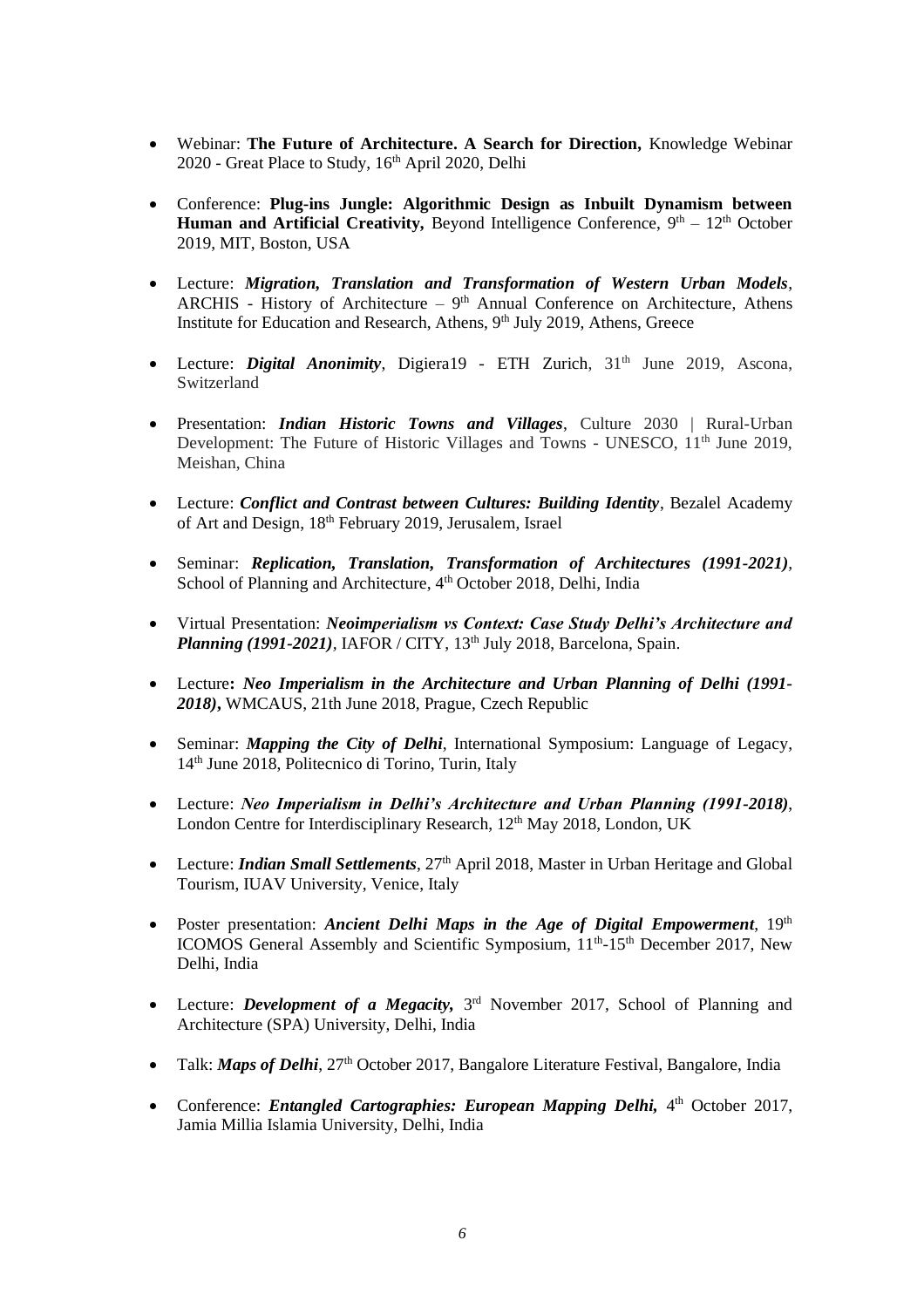- Webinar: **The Future of Architecture. A Search for Direction,** Knowledge Webinar 2020 - Great Place to Study, 16th April 2020, Delhi

- Conference: **Plug-ins Jungle: Algorithmic Design as Inbuilt Dynamism between Human and Artificial Creativity,** Beyond Intelligence Conference, 9th – 12th October 2019, MIT, Boston, USA

- Lecture: ***Migration, Translation and Transformation of Western Urban Models***, ARCHIS - History of Architecture – 9th Annual Conference on Architecture, Athens Institute for Education and Research, Athens, 9th July 2019, Athens, Greece

- Lecture: ***Digital Anonimity***, Digiera19 - ETH Zurich, 31th June 2019, Ascona, Switzerland

- Presentation: ***Indian Historic Towns and Villages***, Culture 2030 | Rural-Urban Development: The Future of Historic Villages and Towns - UNESCO, 11th June 2019, Meishan, China

- Lecture: ***Conflict and Contrast between Cultures: Building Identity***, Bezalel Academy of Art and Design, 18th February 2019, Jerusalem, Israel

- Seminar: ***Replication, Translation, Transformation of Architectures (1991-2021)***, School of Planning and Architecture, 4th October 2018, Delhi, India

- Virtual Presentation: ***Neoimperialism vs Context: Case Study Delhi's Architecture and Planning (1991-2021)***, IAFOR / CITY, 13th July 2018, Barcelona, Spain.

- Lecture**: *Neo Imperialism in the Architecture and Urban Planning of Delhi (1991-2018)*,** WMCAUS, 21th June 2018, Prague, Czech Republic

- Seminar: ***Mapping the City of Delhi***, International Symposium: Language of Legacy, 14th June 2018, Politecnico di Torino, Turin, Italy

- Lecture: ***Neo Imperialism in Delhi's Architecture and Urban Planning (1991-2018)***, London Centre for Interdisciplinary Research, 12th May 2018, London, UK

- Lecture: ***Indian Small Settlements***, 27th April 2018, Master in Urban Heritage and Global Tourism, IUAV University, Venice, Italy

- Poster presentation: ***Ancient Delhi Maps in the Age of Digital Empowerment***, 19th ICOMOS General Assembly and Scientific Symposium, 11th-15th December 2017, New Delhi, India

- Lecture: ***Development of a Megacity,*** 3rd November 2017, School of Planning and Architecture (SPA) University, Delhi, India

- Talk: ***Maps of Delhi***, 27th October 2017, Bangalore Literature Festival, Bangalore, India

- Conference: ***Entangled Cartographies: European Mapping Delhi,*** 4th October 2017, Jamia Millia Islamia University, Delhi, India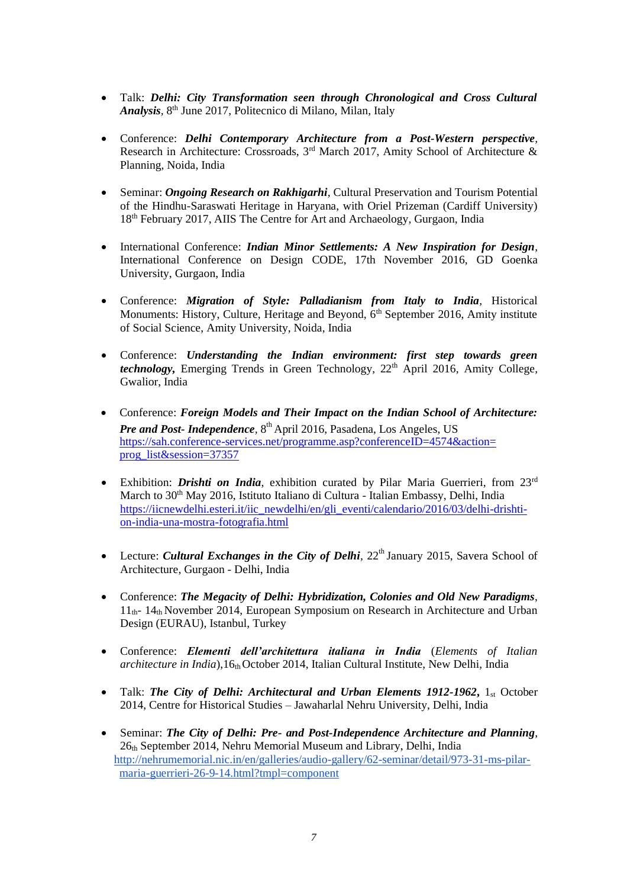- Talk: ***Delhi: City Transformation seen through Chronological and Cross Cultural Analysis***, 8th June 2017, Politecnico di Milano, Milan, Italy

- Conference: ***Delhi Contemporary Architecture from a Post-Western perspective***, Research in Architecture: Crossroads, 3rd March 2017, Amity School of Architecture & Planning, Noida, India

- Seminar: ***Ongoing Research on Rakhigarhi***, Cultural Preservation and Tourism Potential of the Hindhu-Saraswati Heritage in Haryana, with Oriel Prizeman (Cardiff University) 18th February 2017, AIIS The Centre for Art and Archaeology, Gurgaon, India

- International Conference: ***Indian Minor Settlements: A New Inspiration for Design***, International Conference on Design CODE, 17th November 2016, GD Goenka University, Gurgaon, India

- Conference: ***Migration of Style: Palladianism from Italy to India***, Historical Monuments: History, Culture, Heritage and Beyond, 6th September 2016, Amity institute of Social Science, Amity University, Noida, India

- Conference: ***Understanding the Indian environment: first step towards green technology,*** Emerging Trends in Green Technology, 22th April 2016, Amity College, Gwalior, India

- Conference: ***Foreign Models and Their Impact on the Indian School of Architecture: Pre and Post- Independence***, 8th April 2016, Pasadena, Los Angeles, US
https://sah.conference-services.net/programme.asp?conferenceID=4574&action=prog_list&session=37357

- Exhibition: ***Drishti on India***, exhibition curated by Pilar Maria Guerrieri, from 23rd March to 30th May 2016, Istituto Italiano di Cultura - Italian Embassy, Delhi, India
https://iicnewdelhi.esteri.it/iic_newdelhi/en/gli_eventi/calendario/2016/03/delhi-drishti-on-india-una-mostra-fotografia.html

- Lecture: ***Cultural Exchanges in the City of Delhi***, 22th January 2015, Savera School of Architecture, Gurgaon - Delhi, India

- Conference: ***The Megacity of Delhi: Hybridization, Colonies and Old New Paradigms***, 11th- 14th November 2014, European Symposium on Research in Architecture and Urban Design (EURAU), Istanbul, Turkey

- Conference: ***Elementi dell'architettura italiana in India*** (*Elements of Italian architecture in India*),16th October 2014, Italian Cultural Institute, New Delhi, India

- Talk: ***The City of Delhi: Architectural and Urban Elements 1912-1962,*** 1st October 2014, Centre for Historical Studies – Jawaharlal Nehru University, Delhi, India

- Seminar: ***The City of Delhi: Pre- and Post-Independence Architecture and Planning***, 26th September 2014, Nehru Memorial Museum and Library, Delhi, India
http://nehrumemorial.nic.in/en/galleries/audio-gallery/62-seminar/detail/973-31-ms-pilar-maria-guerrieri-26-9-14.html?tmpl=component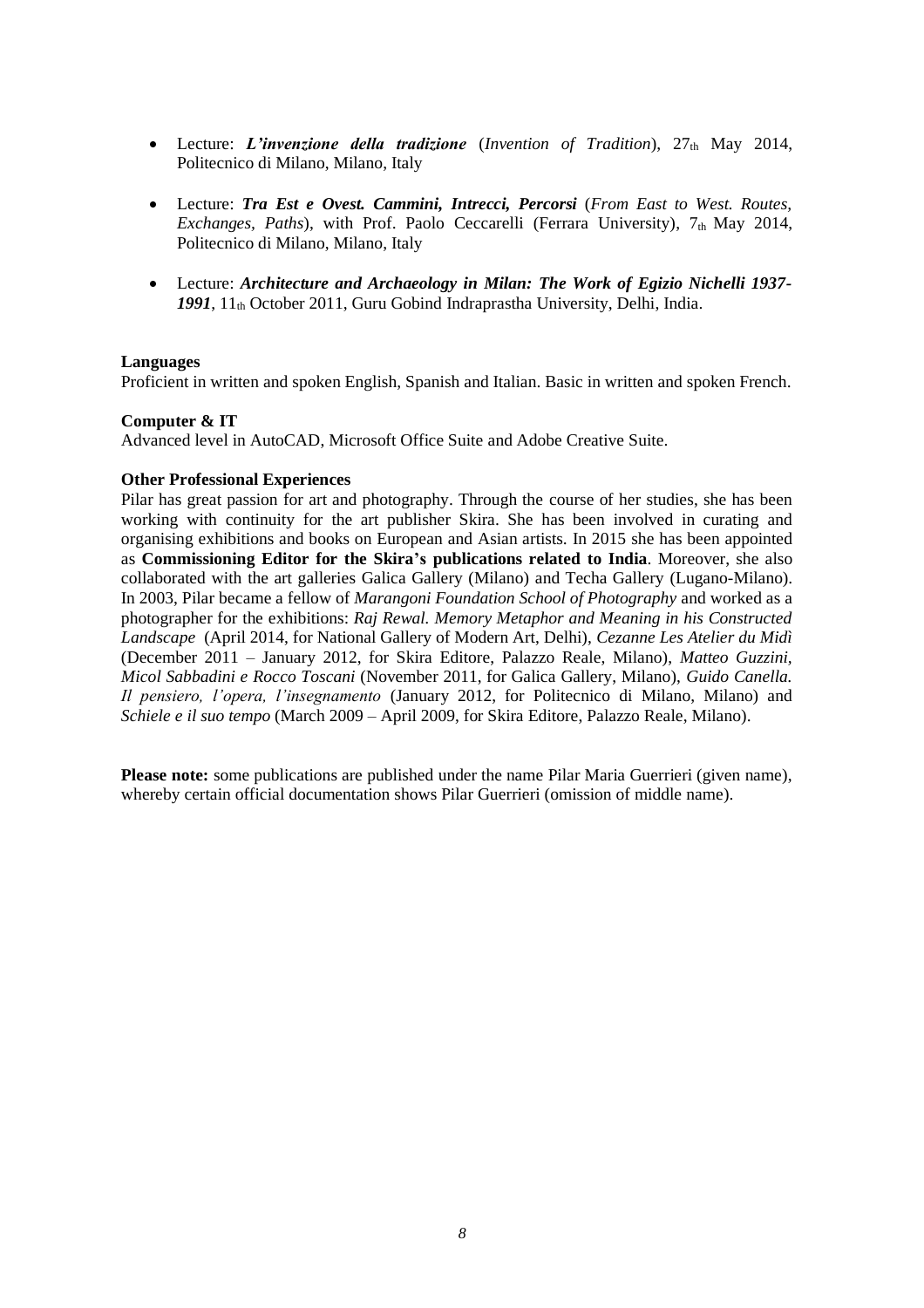- Lecture: ***L'invenzione della tradizione*** (*Invention of Tradition*), 27th May 2014, Politecnico di Milano, Milano, Italy

- Lecture: ***Tra Est e Ovest. Cammini, Intrecci, Percorsi*** (*From East to West. Routes, Exchanges, Paths*), with Prof. Paolo Ceccarelli (Ferrara University), 7th May 2014, Politecnico di Milano, Milano, Italy

- Lecture: ***Architecture and Archaeology in Milan: The Work of Egizio Nichelli 1937-1991***, 11th October 2011, Guru Gobind Indraprastha University, Delhi, India.

**Languages**
Proficient in written and spoken English, Spanish and Italian. Basic in written and spoken French.

**Computer & IT**
Advanced level in AutoCAD, Microsoft Office Suite and Adobe Creative Suite.

**Other Professional Experiences**
Pilar has great passion for art and photography. Through the course of her studies, she has been working with continuity for the art publisher Skira. She has been involved in curating and organising exhibitions and books on European and Asian artists. In 2015 she has been appointed as **Commissioning Editor for the Skira's publications related to India**. Moreover, she also collaborated with the art galleries Galica Gallery (Milano) and Techa Gallery (Lugano-Milano). In 2003, Pilar became a fellow of *Marangoni Foundation School of Photography* and worked as a photographer for the exhibitions: *Raj Rewal. Memory Metaphor and Meaning in his Constructed Landscape* (April 2014, for National Gallery of Modern Art, Delhi), *Cezanne Les Atelier du Midì* (December 2011 – January 2012, for Skira Editore, Palazzo Reale, Milano), *Matteo Guzzini, Micol Sabbadini e Rocco Toscani* (November 2011, for Galica Gallery, Milano), *Guido Canella. Il pensiero, l'opera, l'insegnamento* (January 2012, for Politecnico di Milano, Milano) and *Schiele e il suo tempo* (March 2009 – April 2009, for Skira Editore, Palazzo Reale, Milano).

**Please note:** some publications are published under the name Pilar Maria Guerrieri (given name), whereby certain official documentation shows Pilar Guerrieri (omission of middle name).